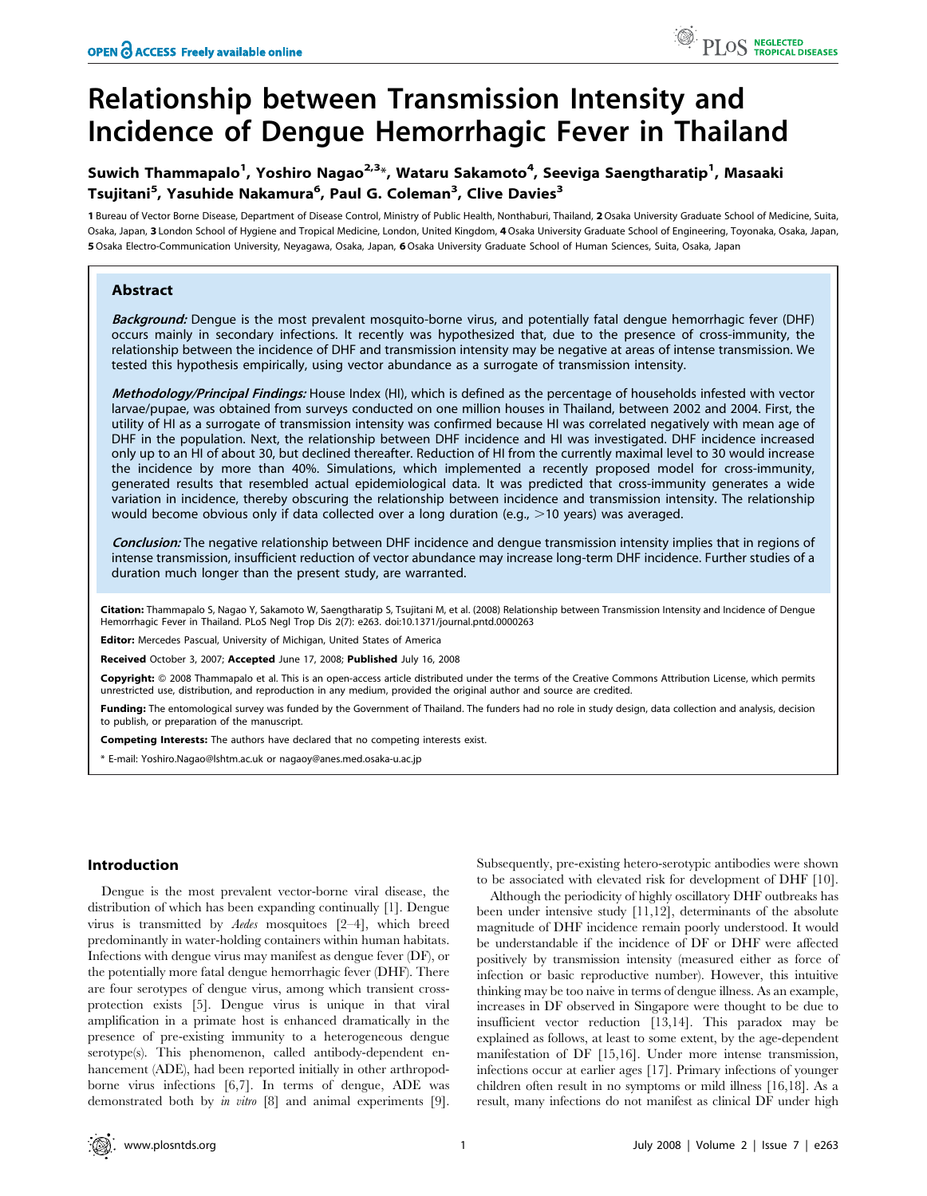# Relationship between Transmission Intensity and Incidence of Dengue Hemorrhagic Fever in Thailand

**Suwich Thammapalo[1], Yoshiro Nagao[2,3]*, Wataru Sakamoto[4], Seeviga Saengtharatip[1], Masaaki Tsujitani[5], Yasuhide Nakamura[6], Paul G. Coleman[3], Clive Davies[3]**

1 Bureau of Vector Borne Disease, Department of Disease Control, Ministry of Public Health, Nonthaburi, Thailand, 2 Osaka University Graduate School of Medicine, Suita, Osaka, Japan, 3 London School of Hygiene and Tropical Medicine, London, United Kingdom, 4 Osaka University Graduate School of Engineering, Toyonaka, Osaka, Japan, 5 Osaka Electro-Communication University, Neyagawa, Osaka, Japan, 6 Osaka University Graduate School of Human Sciences, Suita, Osaka, Japan

## Abstract

***Background:*** Dengue is the most prevalent mosquito-borne virus, and potentially fatal dengue hemorrhagic fever (DHF) occurs mainly in secondary infections. It recently was hypothesized that, due to the presence of cross-immunity, the relationship between the incidence of DHF and transmission intensity may be negative at areas of intense transmission. We tested this hypothesis empirically, using vector abundance as a surrogate of transmission intensity.

***Methodology/Principal Findings:*** House Index (HI), which is defined as the percentage of households infested with vector larvae/pupae, was obtained from surveys conducted on one million houses in Thailand, between 2002 and 2004. First, the utility of HI as a surrogate of transmission intensity was confirmed because HI was correlated negatively with mean age of DHF in the population. Next, the relationship between DHF incidence and HI was investigated. DHF incidence increased only up to an HI of about 30, but declined thereafter. Reduction of HI from the currently maximal level to 30 would increase the incidence by more than 40%. Simulations, which implemented a recently proposed model for cross-immunity, generated results that resembled actual epidemiological data. It was predicted that cross-immunity generates a wide variation in incidence, thereby obscuring the relationship between incidence and transmission intensity. The relationship would become obvious only if data collected over a long duration (e.g., >10 years) was averaged.

***Conclusion:*** The negative relationship between DHF incidence and dengue transmission intensity implies that in regions of intense transmission, insufficient reduction of vector abundance may increase long-term DHF incidence. Further studies of a duration much longer than the present study, are warranted.

**Citation:** Thammapalo S, Nagao Y, Sakamoto W, Saengtharatip S, Tsujitani M, et al. (2008) Relationship between Transmission Intensity and Incidence of Dengue Hemorrhagic Fever in Thailand. PLoS Negl Trop Dis 2(7): e263. doi:10.1371/journal.pntd.0000263

**Editor:** Mercedes Pascual, University of Michigan, United States of America

**Received** October 3, 2007; **Accepted** June 17, 2008; **Published** July 16, 2008

**Copyright:** © 2008 Thammapalo et al. This is an open-access article distributed under the terms of the Creative Commons Attribution License, which permits unrestricted use, distribution, and reproduction in any medium, provided the original author and source are credited.

**Funding:** The entomological survey was funded by the Government of Thailand. The funders had no role in study design, data collection and analysis, decision to publish, or preparation of the manuscript.

**Competing Interests:** The authors have declared that no competing interests exist.

\* E-mail: Yoshiro.Nagao@lshtm.ac.uk or nagaoy@anes.med.osaka-u.ac.jp

## Introduction

Dengue is the most prevalent vector-borne viral disease, the distribution of which has been expanding continually [1]. Dengue virus is transmitted by *Aedes* mosquitoes [2–4], which breed predominantly in water-holding containers within human habitats. Infections with dengue virus may manifest as dengue fever (DF), or the potentially more fatal dengue hemorrhagic fever (DHF). There are four serotypes of dengue virus, among which transient cross-protection exists [5]. Dengue virus is unique in that viral amplification in a primate host is enhanced dramatically in the presence of pre-existing immunity to a heterogeneous dengue serotype(s). This phenomenon, called antibody-dependent enhancement (ADE), had been reported initially in other arthropod-borne virus infections [6,7]. In terms of dengue, ADE was demonstrated both by *in vitro* [8] and animal experiments [9]. Subsequently, pre-existing hetero-serotypic antibodies were shown to be associated with elevated risk for development of DHF [10].

Although the periodicity of highly oscillatory DHF outbreaks has been under intensive study [11,12], determinants of the absolute magnitude of DHF incidence remain poorly understood. It would be understandable if the incidence of DF or DHF were affected positively by transmission intensity (measured either as force of infection or basic reproductive number). However, this intuitive thinking may be too naive in terms of dengue illness. As an example, increases in DF observed in Singapore were thought to be due to insufficient vector reduction [13,14]. This paradox may be explained as follows, at least to some extent, by the age-dependent manifestation of DF [15,16]. Under more intense transmission, infections occur at earlier ages [17]. Primary infections of younger children often result in no symptoms or mild illness [16,18]. As a result, many infections do not manifest as clinical DF under high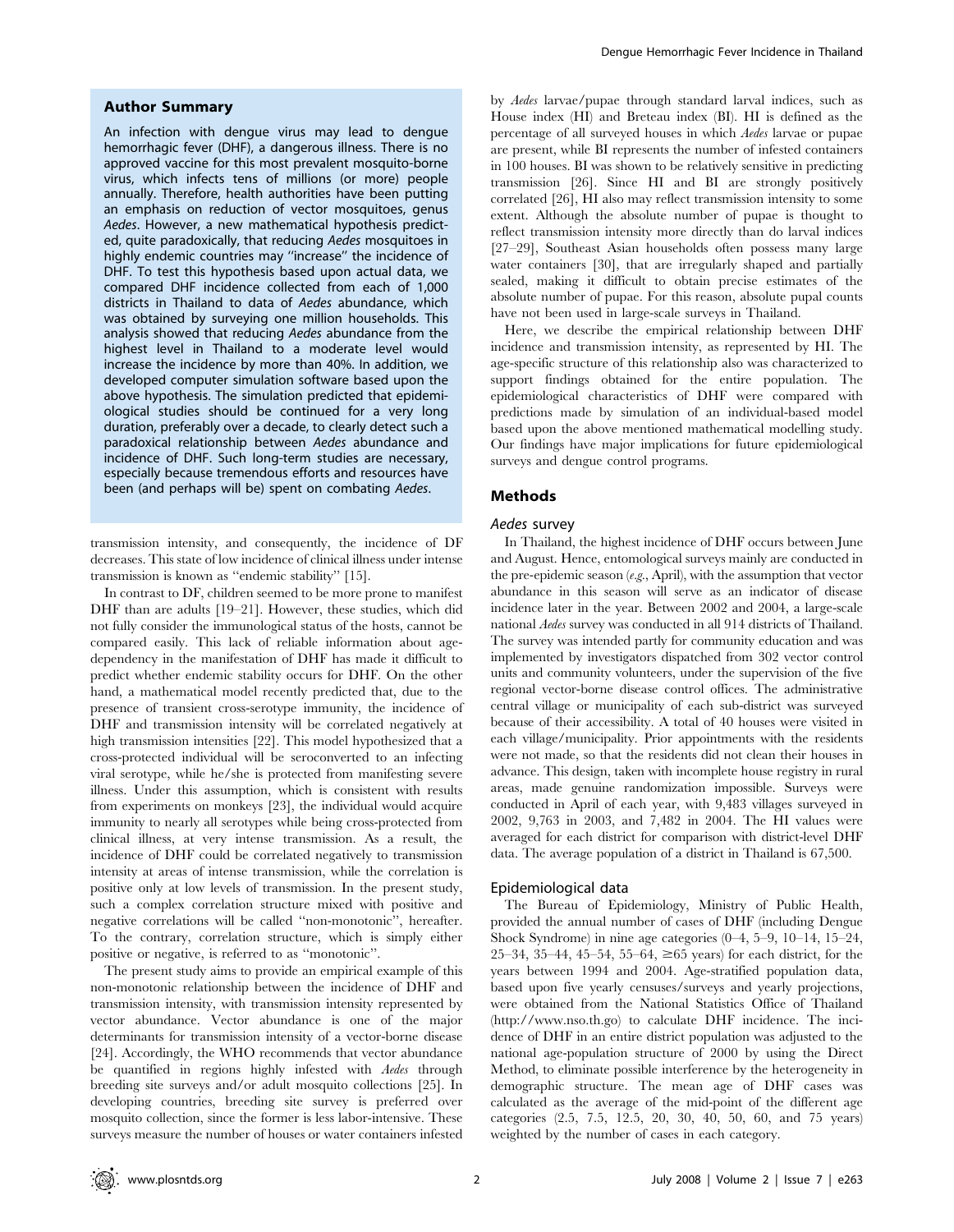## Author Summary

An infection with dengue virus may lead to dengue hemorrhagic fever (DHF), a dangerous illness. There is no approved vaccine for this most prevalent mosquito-borne virus, which infects tens of millions (or more) people annually. Therefore, health authorities have been putting an emphasis on reduction of vector mosquitoes, genus *Aedes*. However, a new mathematical hypothesis predicted, quite paradoxically, that reducing *Aedes* mosquitoes in highly endemic countries may "increase" the incidence of DHF. To test this hypothesis based upon actual data, we compared DHF incidence collected from each of 1,000 districts in Thailand to data of *Aedes* abundance, which was obtained by surveying one million households. This analysis showed that reducing *Aedes* abundance from the highest level in Thailand to a moderate level would increase the incidence by more than 40%. In addition, we developed computer simulation software based upon the above hypothesis. The simulation predicted that epidemiological studies should be continued for a very long duration, preferably over a decade, to clearly detect such a paradoxical relationship between *Aedes* abundance and incidence of DHF. Such long-term studies are necessary, especially because tremendous efforts and resources have been (and perhaps will be) spent on combating *Aedes*.

transmission intensity, and consequently, the incidence of DF decreases. This state of low incidence of clinical illness under intense transmission is known as "endemic stability" [15].

In contrast to DF, children seemed to be more prone to manifest DHF than are adults [19–21]. However, these studies, which did not fully consider the immunological status of the hosts, cannot be compared easily. This lack of reliable information about age-dependency in the manifestation of DHF has made it difficult to predict whether endemic stability occurs for DHF. On the other hand, a mathematical model recently predicted that, due to the presence of transient cross-serotype immunity, the incidence of DHF and transmission intensity will be correlated negatively at high transmission intensities [22]. This model hypothesized that a cross-protected individual will be seroconverted to an infecting viral serotype, while he/she is protected from manifesting severe illness. Under this assumption, which is consistent with results from experiments on monkeys [23], the individual would acquire immunity to nearly all serotypes while being cross-protected from clinical illness, at very intense transmission. As a result, the incidence of DHF could be correlated negatively to transmission intensity at areas of intense transmission, while the correlation is positive only at low levels of transmission. In the present study, such a complex correlation structure mixed with positive and negative correlations will be called "non-monotonic", hereafter. To the contrary, correlation structure, which is simply either positive or negative, is referred to as "monotonic".

The present study aims to provide an empirical example of this non-monotonic relationship between the incidence of DHF and transmission intensity, with transmission intensity represented by vector abundance. Vector abundance is one of the major determinants for transmission intensity of a vector-borne disease [24]. Accordingly, the WHO recommends that vector abundance be quantified in regions highly infested with *Aedes* through breeding site surveys and/or adult mosquito collections [25]. In developing countries, breeding site survey is preferred over mosquito collection, since the former is less labor-intensive. These surveys measure the number of houses or water containers infested by *Aedes* larvae/pupae through standard larval indices, such as House index (HI) and Breteau index (BI). HI is defined as the percentage of all surveyed houses in which *Aedes* larvae or pupae are present, while BI represents the number of infested containers in 100 houses. BI was shown to be relatively sensitive in predicting transmission [26]. Since HI and BI are strongly positively correlated [26], HI also may reflect transmission intensity to some extent. Although the absolute number of pupae is thought to reflect transmission intensity more directly than do larval indices [27–29], Southeast Asian households often possess many large water containers [30], that are irregularly shaped and partially sealed, making it difficult to obtain precise estimates of the absolute number of pupae. For this reason, absolute pupal counts have not been used in large-scale surveys in Thailand.

Here, we describe the empirical relationship between DHF incidence and transmission intensity, as represented by HI. The age-specific structure of this relationship also was characterized to support findings obtained for the entire population. The epidemiological characteristics of DHF were compared with predictions made by simulation of an individual-based model based upon the above mentioned mathematical modelling study. Our findings have major implications for future epidemiological surveys and dengue control programs.

## Methods

### *Aedes* survey

In Thailand, the highest incidence of DHF occurs between June and August. Hence, entomological surveys mainly are conducted in the pre-epidemic season (*e.g.*, April), with the assumption that vector abundance in this season will serve as an indicator of disease incidence later in the year. Between 2002 and 2004, a large-scale national *Aedes* survey was conducted in all 914 districts of Thailand. The survey was intended partly for community education and was implemented by investigators dispatched from 302 vector control units and community volunteers, under the supervision of the five regional vector-borne disease control offices. The administrative central village or municipality of each sub-district was surveyed because of their accessibility. A total of 40 houses were visited in each village/municipality. Prior appointments with the residents were not made, so that the residents did not clean their houses in advance. This design, taken with incomplete house registry in rural areas, made genuine randomization impossible. Surveys were conducted in April of each year, with 9,483 villages surveyed in 2002, 9,763 in 2003, and 7,482 in 2004. The HI values were averaged for each district for comparison with district-level DHF data. The average population of a district in Thailand is 67,500.

### Epidemiological data

The Bureau of Epidemiology, Ministry of Public Health, provided the annual number of cases of DHF (including Dengue Shock Syndrome) in nine age categories (0–4, 5–9, 10–14, 15–24, 25–34, 35–44, 45–54, 55–64, ≥65 years) for each district, for the years between 1994 and 2004. Age-stratified population data, based upon five yearly censuses/surveys and yearly projections, were obtained from the National Statistics Office of Thailand (http://www.nso.th.go) to calculate DHF incidence. The incidence of DHF in an entire district population was adjusted to the national age-population structure of 2000 by using the Direct Method, to eliminate possible interference by the heterogeneity in demographic structure. The mean age of DHF cases was calculated as the average of the mid-point of the different age categories (2.5, 7.5, 12.5, 20, 30, 40, 50, 60, and 75 years) weighted by the number of cases in each category.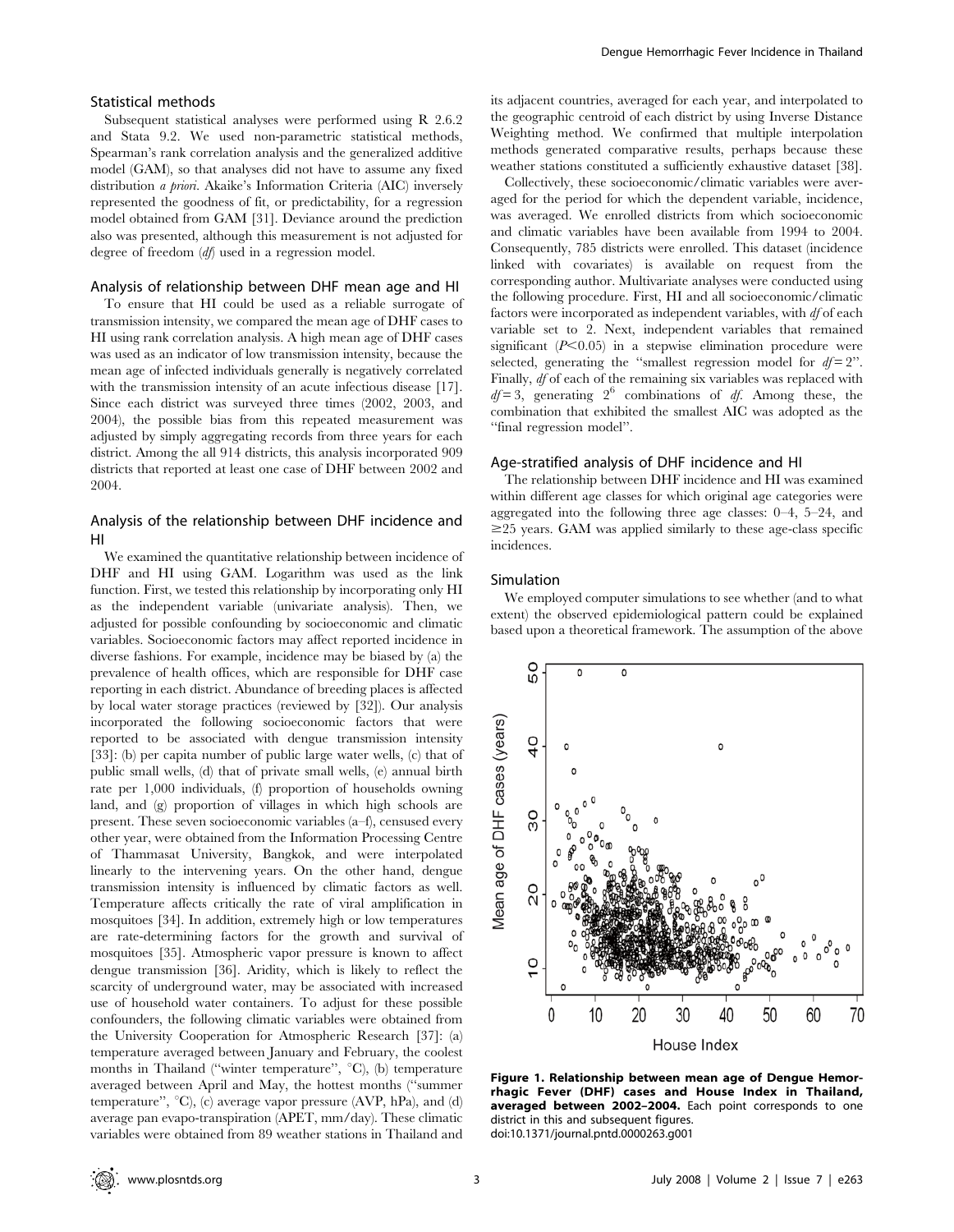### Statistical methods

Subsequent statistical analyses were performed using R 2.6.2 and Stata 9.2. We used non-parametric statistical methods, Spearman's rank correlation analysis and the generalized additive model (GAM), so that analyses did not have to assume any fixed distribution *a priori*. Akaike's Information Criteria (AIC) inversely represented the goodness of fit, or predictability, for a regression model obtained from GAM [31]. Deviance around the prediction also was presented, although this measurement is not adjusted for degree of freedom (*df*) used in a regression model.

### Analysis of relationship between DHF mean age and HI

To ensure that HI could be used as a reliable surrogate of transmission intensity, we compared the mean age of DHF cases to HI using rank correlation analysis. A high mean age of DHF cases was used as an indicator of low transmission intensity, because the mean age of infected individuals generally is negatively correlated with the transmission intensity of an acute infectious disease [17]. Since each district was surveyed three times (2002, 2003, and 2004), the possible bias from this repeated measurement was adjusted by simply aggregating records from three years for each district. Among the all 914 districts, this analysis incorporated 909 districts that reported at least one case of DHF between 2002 and 2004.

### Analysis of the relationship between DHF incidence and HI

We examined the quantitative relationship between incidence of DHF and HI using GAM. Logarithm was used as the link function. First, we tested this relationship by incorporating only HI as the independent variable (univariate analysis). Then, we adjusted for possible confounding by socioeconomic and climatic variables. Socioeconomic factors may affect reported incidence in diverse fashions. For example, incidence may be biased by (a) the prevalence of health offices, which are responsible for DHF case reporting in each district. Abundance of breeding places is affected by local water storage practices (reviewed by [32]). Our analysis incorporated the following socioeconomic factors that were reported to be associated with dengue transmission intensity [33]: (b) per capita number of public large water wells, (c) that of public small wells, (d) that of private small wells, (e) annual birth rate per 1,000 individuals, (f) proportion of households owning land, and (g) proportion of villages in which high schools are present. These seven socioeconomic variables (a–f), censused every other year, were obtained from the Information Processing Centre of Thammasat University, Bangkok, and were interpolated linearly to the intervening years. On the other hand, dengue transmission intensity is influenced by climatic factors as well. Temperature affects critically the rate of viral amplification in mosquitoes [34]. In addition, extremely high or low temperatures are rate-determining factors for the growth and survival of mosquitoes [35]. Atmospheric vapor pressure is known to affect dengue transmission [36]. Aridity, which is likely to reflect the scarcity of underground water, may be associated with increased use of household water containers. To adjust for these possible confounders, the following climatic variables were obtained from the University Cooperation for Atmospheric Research [37]: (a) temperature averaged between January and February, the coolest months in Thailand ("winter temperature", °C), (b) temperature averaged between April and May, the hottest months ("summer temperature", °C), (c) average vapor pressure (AVP, hPa), and (d) average pan evapo-transpiration (APET, mm/day). These climatic variables were obtained from 89 weather stations in Thailand and its adjacent countries, averaged for each year, and interpolated to the geographic centroid of each district by using Inverse Distance Weighting method. We confirmed that multiple interpolation methods generated comparative results, perhaps because these weather stations constituted a sufficiently exhaustive dataset [38].

Collectively, these socioeconomic/climatic variables were averaged for the period for which the dependent variable, incidence, was averaged. We enrolled districts from which socioeconomic and climatic variables have been available from 1994 to 2004. Consequently, 785 districts were enrolled. This dataset (incidence linked with covariates) is available on request from the corresponding author. Multivariate analyses were conducted using the following procedure. First, HI and all socioeconomic/climatic factors were incorporated as independent variables, with *df* of each variable set to 2. Next, independent variables that remained significant ($P<0.05$) in a stepwise elimination procedure were selected, generating the "smallest regression model for $df=2$". Finally, *df* of each of the remaining six variables was replaced with $df=3$, generating $2^6$ combinations of *df*. Among these, the combination that exhibited the smallest AIC was adopted as the "final regression model".

### Age-stratified analysis of DHF incidence and HI

The relationship between DHF incidence and HI was examined within different age classes for which original age categories were aggregated into the following three age classes: 0–4, 5–24, and ≥25 years. GAM was applied similarly to these age-class specific incidences.

### Simulation

We employed computer simulations to see whether (and to what extent) the observed epidemiological pattern could be explained based upon a theoretical framework. The assumption of the above

**Figure 1. Relationship between mean age of Dengue Hemorrhagic Fever (DHF) cases and House Index in Thailand, averaged between 2002–2004.** Each point corresponds to one district in this and subsequent figures.
doi:10.1371/journal.pntd.0000263.g001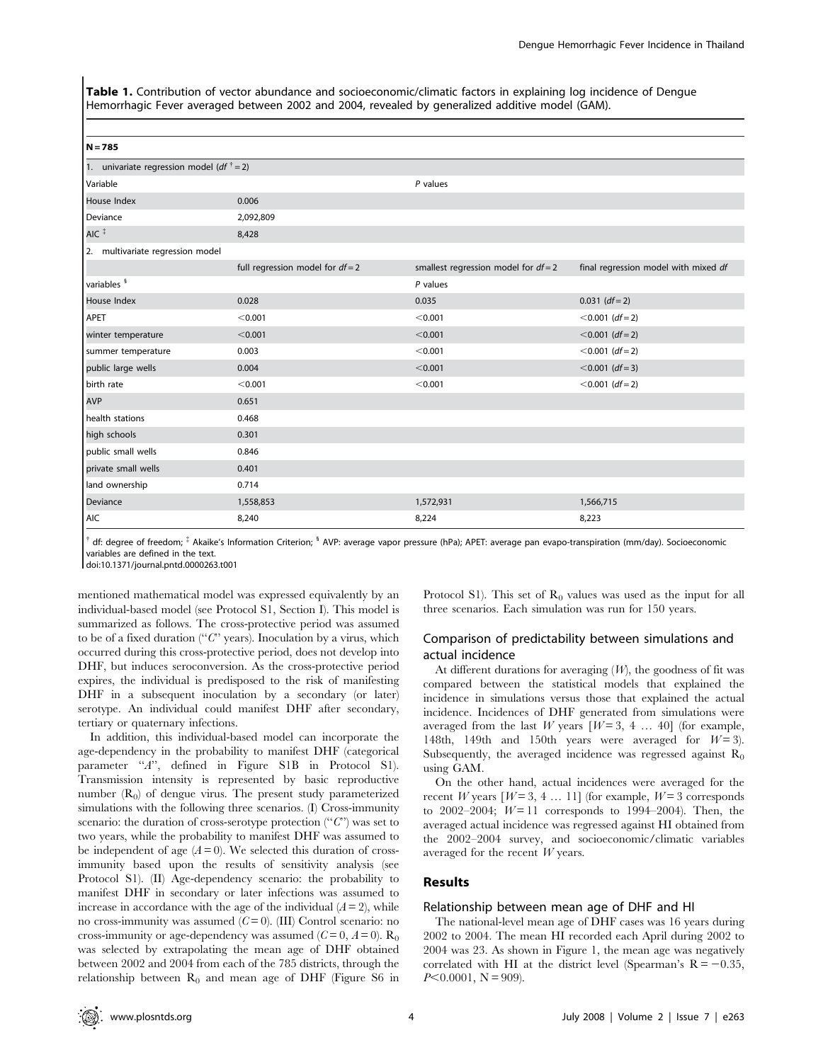**Table 1.** Contribution of vector abundance and socioeconomic/climatic factors in explaining log incidence of Dengue Hemorrhagic Fever averaged between 2002 and 2004, revealed by generalized additive model (GAM).

| **N = 785** | | | |
|---|---|---|---|
| 1. univariate regression model (*df* [†] = 2) | | | |
| Variable | | *P* values | |
| House Index | 0.006 | | |
| Deviance | 2,092,809 | | |
| AIC [‡] | 8,428 | | |
| 2. multivariate regression model | | | |
| | full regression model for *df* = 2 | smallest regression model for *df* = 2 | final regression model with mixed *df* |
| variables [§] | | *P* values | |
| House Index | 0.028 | 0.035 | 0.031 (*df* = 2) |
| APET | <0.001 | <0.001 | <0.001 (*df* = 2) |
| winter temperature | <0.001 | <0.001 | <0.001 (*df* = 2) |
| summer temperature | 0.003 | <0.001 | <0.001 (*df* = 2) |
| public large wells | 0.004 | <0.001 | <0.001 (*df* = 3) |
| birth rate | <0.001 | <0.001 | <0.001 (*df* = 2) |
| AVP | 0.651 | | |
| health stations | 0.468 | | |
| high schools | 0.301 | | |
| public small wells | 0.846 | | |
| private small wells | 0.401 | | |
| land ownership | 0.714 | | |
| Deviance | 1,558,853 | 1,572,931 | 1,566,715 |
| AIC | 8,240 | 8,224 | 8,223 |

[†] df: degree of freedom; [‡] Akaike's Information Criterion; [§] AVP: average vapor pressure (hPa); APET: average pan evapo-transpiration (mm/day). Socioeconomic variables are defined in the text.
doi:10.1371/journal.pntd.0000263.t001

mentioned mathematical model was expressed equivalently by an individual-based model (see Protocol S1, Section I). This model is summarized as follows. The cross-protective period was assumed to be of a fixed duration ("*C*" years). Inoculation by a virus, which occurred during this cross-protective period, does not develop into DHF, but induces seroconversion. As the cross-protective period expires, the individual is predisposed to the risk of manifesting DHF in a subsequent inoculation by a secondary (or later) serotype. An individual could manifest DHF after secondary, tertiary or quaternary infections.

In addition, this individual-based model can incorporate the age-dependency in the probability to manifest DHF (categorical parameter "*A*", defined in Figure S1B in Protocol S1). Transmission intensity is represented by basic reproductive number ($R_0$) of dengue virus. The present study parameterized simulations with the following three scenarios. (I) Cross-immunity scenario: the duration of cross-serotype protection ("*C*") was set to two years, while the probability to manifest DHF was assumed to be independent of age ($A = 0$). We selected this duration of cross-immunity based upon the results of sensitivity analysis (see Protocol S1). (II) Age-dependency scenario: the probability to manifest DHF in secondary or later infections was assumed to increase in accordance with the age of the individual ($A = 2$), while no cross-immunity was assumed ($C = 0$). (III) Control scenario: no cross-immunity or age-dependency was assumed ($C = 0$, $A = 0$). $R_0$ was selected by extrapolating the mean age of DHF obtained between 2002 and 2004 from each of the 785 districts, through the relationship between $R_0$ and mean age of DHF (Figure S6 in Protocol S1). This set of $R_0$ values was used as the input for all three scenarios. Each simulation was run for 150 years.

### Comparison of predictability between simulations and actual incidence

At different durations for averaging ($W$), the goodness of fit was compared between the statistical models that explained the incidence in simulations versus those that explained the actual incidence. Incidences of DHF generated from simulations were averaged from the last $W$ years [$W = 3, 4 \ldots 40$] (for example, 148th, 149th and 150th years were averaged for $W = 3$). Subsequently, the averaged incidence was regressed against $R_0$ using GAM.

On the other hand, actual incidences were averaged for the recent $W$ years [$W = 3, 4 \ldots 11$] (for example, $W = 3$ corresponds to 2002–2004; $W = 11$ corresponds to 1994–2004). Then, the averaged actual incidence was regressed against HI obtained from the 2002–2004 survey, and socioeconomic/climatic variables averaged for the recent $W$ years.

## Results

### Relationship between mean age of DHF and HI

The national-level mean age of DHF cases was 16 years during 2002 to 2004. The mean HI recorded each April during 2002 to 2004 was 23. As shown in Figure 1, the mean age was negatively correlated with HI at the district level (Spearman's $R = -0.35$, $P < 0.0001$, $N = 909$).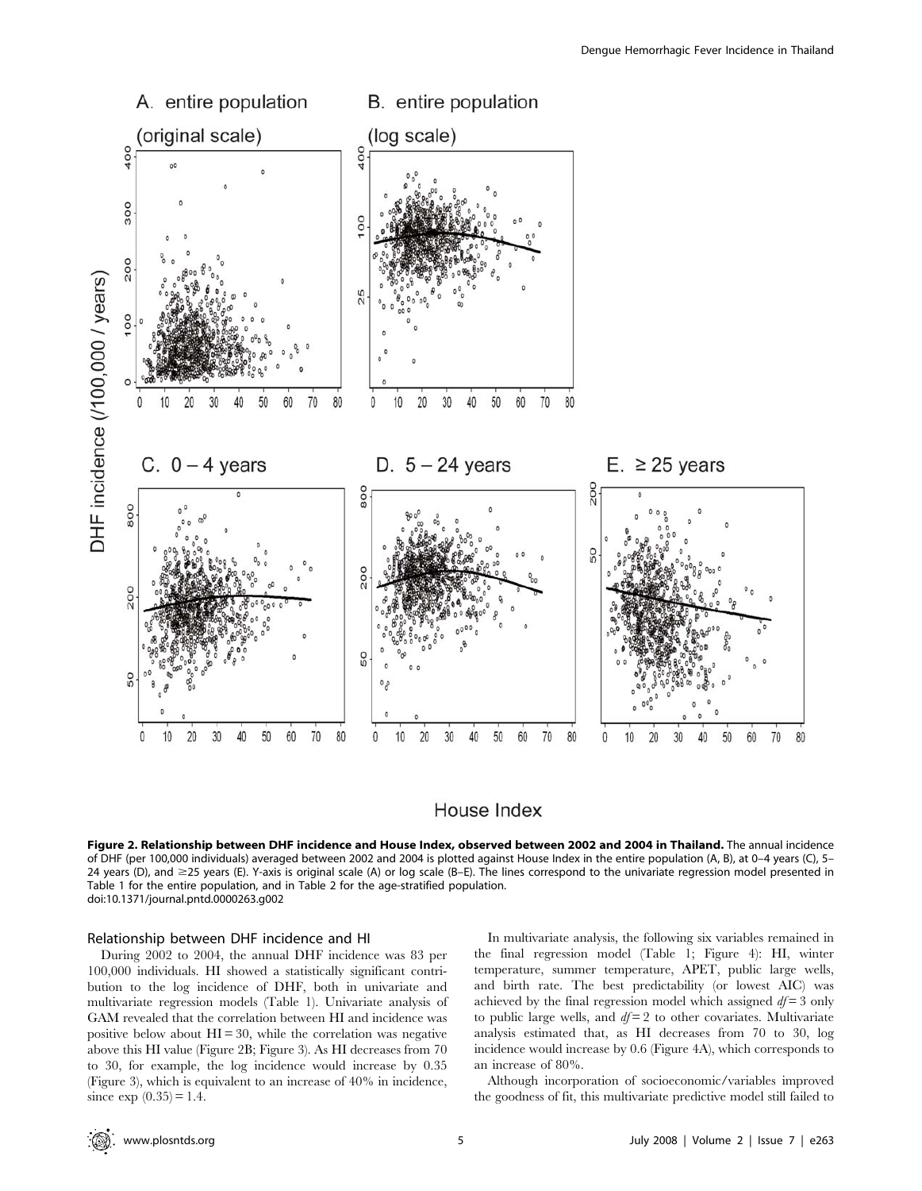**Figure 2. Relationship between DHF incidence and House Index, observed between 2002 and 2004 in Thailand.** The annual incidence of DHF (per 100,000 individuals) averaged between 2002 and 2004 is plotted against House Index in the entire population (A, B), at 0–4 years (C), 5–24 years (D), and ≥25 years (E). Y-axis is original scale (A) or log scale (B–E). The lines correspond to the univariate regression model presented in Table 1 for the entire population, and in Table 2 for the age-stratified population.
doi:10.1371/journal.pntd.0000263.g002

### Relationship between DHF incidence and HI

During 2002 to 2004, the annual DHF incidence was 83 per 100,000 individuals. HI showed a statistically significant contribution to the log incidence of DHF, both in univariate and multivariate regression models (Table 1). Univariate analysis of GAM revealed that the correlation between HI and incidence was positive below about HI = 30, while the correlation was negative above this HI value (Figure 2B; Figure 3). As HI decreases from 70 to 30, for example, the log incidence would increase by 0.35 (Figure 3), which is equivalent to an increase of 40% in incidence, since exp (0.35) = 1.4.

In multivariate analysis, the following six variables remained in the final regression model (Table 1; Figure 4): HI, winter temperature, summer temperature, APET, public large wells, and birth rate. The best predictability (or lowest AIC) was achieved by the final regression model which assigned $df = 3$ only to public large wells, and $df = 2$ to other covariates. Multivariate analysis estimated that, as HI decreases from 70 to 30, log incidence would increase by 0.6 (Figure 4A), which corresponds to an increase of 80%.

Although incorporation of socioeconomic/variables improved the goodness of fit, this multivariate predictive model still failed to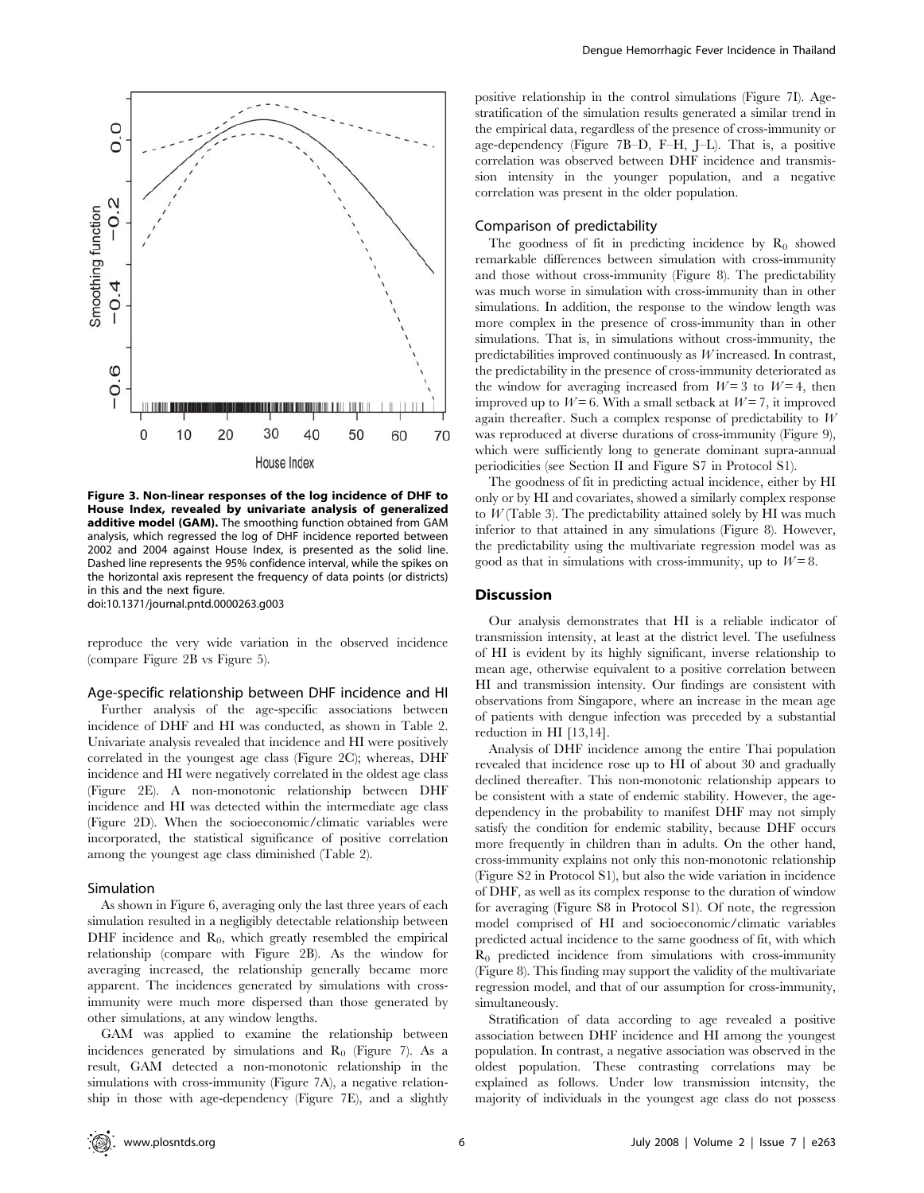**Figure 3. Non-linear responses of the log incidence of DHF to House Index, revealed by univariate analysis of generalized additive model (GAM).** The smoothing function obtained from GAM analysis, which regressed the log of DHF incidence reported between 2002 and 2004 against House Index, is presented as the solid line. Dashed line represents the 95% confidence interval, while the spikes on the horizontal axis represent the frequency of data points (or districts) in this and the next figure.
doi:10.1371/journal.pntd.0000263.g003

reproduce the very wide variation in the observed incidence (compare Figure 2B vs Figure 5).

### Age-specific relationship between DHF incidence and HI

Further analysis of the age-specific associations between incidence of DHF and HI was conducted, as shown in Table 2. Univariate analysis revealed that incidence and HI were positively correlated in the youngest age class (Figure 2C); whereas, DHF incidence and HI were negatively correlated in the oldest age class (Figure 2E). A non-monotonic relationship between DHF incidence and HI was detected within the intermediate age class (Figure 2D). When the socioeconomic/climatic variables were incorporated, the statistical significance of positive correlation among the youngest age class diminished (Table 2).

### Simulation

As shown in Figure 6, averaging only the last three years of each simulation resulted in a negligibly detectable relationship between DHF incidence and $R_0$, which greatly resembled the empirical relationship (compare with Figure 2B). As the window for averaging increased, the relationship generally became more apparent. The incidences generated by simulations with cross-immunity were much more dispersed than those generated by other simulations, at any window lengths.

GAM was applied to examine the relationship between incidences generated by simulations and $R_0$ (Figure 7). As a result, GAM detected a non-monotonic relationship in the simulations with cross-immunity (Figure 7A), a negative relationship in those with age-dependency (Figure 7E), and a slightly positive relationship in the control simulations (Figure 7I). Age-stratification of the simulation results generated a similar trend in the empirical data, regardless of the presence of cross-immunity or age-dependency (Figure 7B–D, F–H, J–L). That is, a positive correlation was observed between DHF incidence and transmission intensity in the younger population, and a negative correlation was present in the older population.

### Comparison of predictability

The goodness of fit in predicting incidence by $R_0$ showed remarkable differences between simulation with cross-immunity and those without cross-immunity (Figure 8). The predictability was much worse in simulation with cross-immunity than in other simulations. In addition, the response to the window length was more complex in the presence of cross-immunity than in other simulations. That is, in simulations without cross-immunity, the predictabilities improved continuously as $W$ increased. In contrast, the predictability in the presence of cross-immunity deteriorated as the window for averaging increased from $W = 3$ to $W = 4$, then improved up to $W = 6$. With a small setback at $W = 7$, it improved again thereafter. Such a complex response of predictability to $W$ was reproduced at diverse durations of cross-immunity (Figure 9), which were sufficiently long to generate dominant supra-annual periodicities (see Section II and Figure S7 in Protocol S1).

The goodness of fit in predicting actual incidence, either by HI only or by HI and covariates, showed a similarly complex response to $W$ (Table 3). The predictability attained solely by HI was much inferior to that attained in any simulations (Figure 8). However, the predictability using the multivariate regression model was as good as that in simulations with cross-immunity, up to $W = 8$.

## Discussion

Our analysis demonstrates that HI is a reliable indicator of transmission intensity, at least at the district level. The usefulness of HI is evident by its highly significant, inverse relationship to mean age, otherwise equivalent to a positive correlation between HI and transmission intensity. Our findings are consistent with observations from Singapore, where an increase in the mean age of patients with dengue infection was preceded by a substantial reduction in HI [13,14].

Analysis of DHF incidence among the entire Thai population revealed that incidence rose up to HI of about 30 and gradually declined thereafter. This non-monotonic relationship appears to be consistent with a state of endemic stability. However, the age-dependency in the probability to manifest DHF may not simply satisfy the condition for endemic stability, because DHF occurs more frequently in children than in adults. On the other hand, cross-immunity explains not only this non-monotonic relationship (Figure S2 in Protocol S1), but also the wide variation in incidence of DHF, as well as its complex response to the duration of window for averaging (Figure S8 in Protocol S1). Of note, the regression model comprised of HI and socioeconomic/climatic variables predicted actual incidence to the same goodness of fit, with which $R_0$ predicted incidence from simulations with cross-immunity (Figure 8). This finding may support the validity of the multivariate regression model, and that of our assumption for cross-immunity, simultaneously.

Stratification of data according to age revealed a positive association between DHF incidence and HI among the youngest population. In contrast, a negative association was observed in the oldest population. These contrasting correlations may be explained as follows. Under low transmission intensity, the majority of individuals in the youngest age class do not possess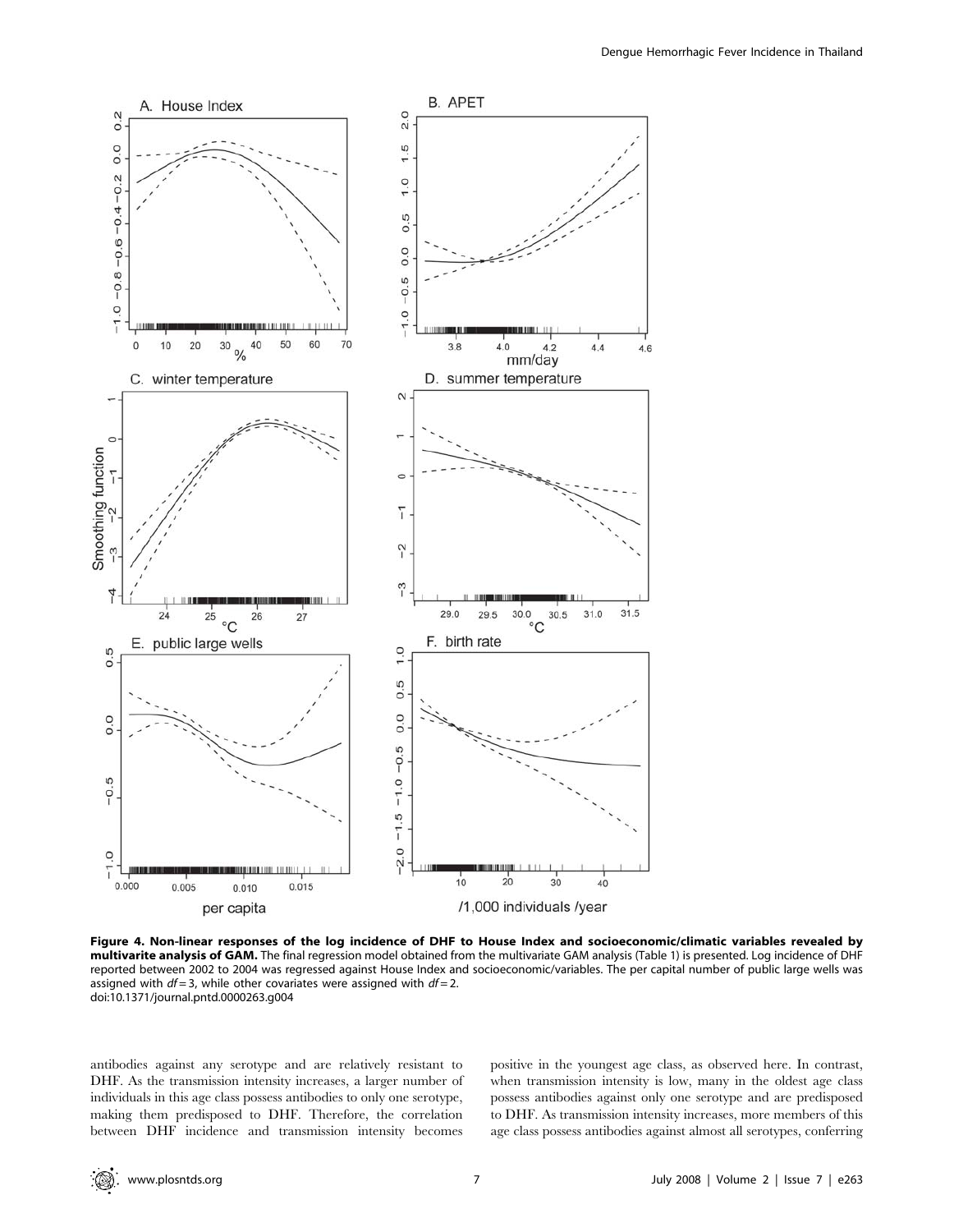**Figure 4. Non-linear responses of the log incidence of DHF to House Index and socioeconomic/climatic variables revealed by multivarite analysis of GAM.** The final regression model obtained from the multivariate GAM analysis (Table 1) is presented. Log incidence of DHF reported between 2002 to 2004 was regressed against House Index and socioeconomic/variables. The per capital number of public large wells was assigned with $df = 3$, while other covariates were assigned with $df = 2$.
doi:10.1371/journal.pntd.0000263.g004

antibodies against any serotype and are relatively resistant to DHF. As the transmission intensity increases, a larger number of individuals in this age class possess antibodies to only one serotype, making them predisposed to DHF. Therefore, the correlation between DHF incidence and transmission intensity becomes positive in the youngest age class, as observed here. In contrast, when transmission intensity is low, many in the oldest age class possess antibodies against only one serotype and are predisposed to DHF. As transmission intensity increases, more members of this age class possess antibodies against almost all serotypes, conferring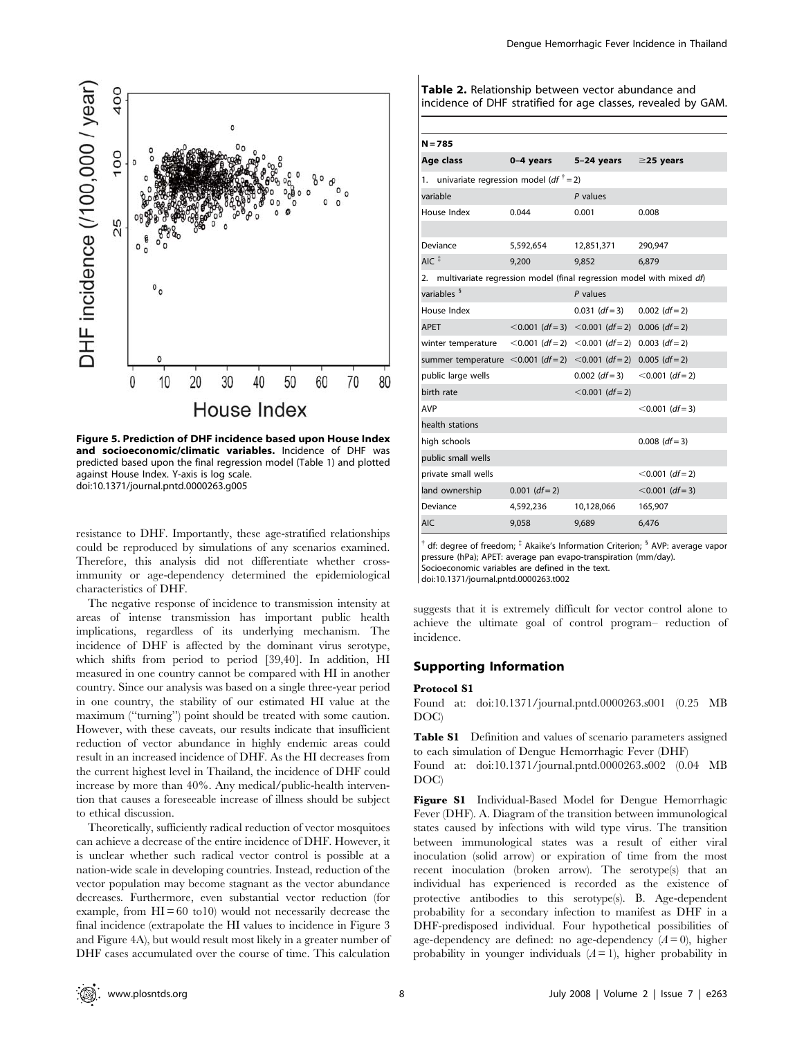**Figure 5. Prediction of DHF incidence based upon House Index and socioeconomic/climatic variables.** Incidence of DHF was predicted based upon the final regression model (Table 1) and plotted against House Index. Y-axis is log scale.
doi:10.1371/journal.pntd.0000263.g005

resistance to DHF. Importantly, these age-stratified relationships could be reproduced by simulations of any scenarios examined. Therefore, this analysis did not differentiate whether cross-immunity or age-dependency determined the epidemiological characteristics of DHF.

The negative response of incidence to transmission intensity at areas of intense transmission has important public health implications, regardless of its underlying mechanism. The incidence of DHF is affected by the dominant virus serotype, which shifts from period to period [39,40]. In addition, HI measured in one country cannot be compared with HI in another country. Since our analysis was based on a single three-year period in one country, the stability of our estimated HI value at the maximum ("turning") point should be treated with some caution. However, with these caveats, our results indicate that insufficient reduction of vector abundance in highly endemic areas could result in an increased incidence of DHF. As the HI decreases from the current highest level in Thailand, the incidence of DHF could increase by more than 40%. Any medical/public-health intervention that causes a foreseeable increase of illness should be subject to ethical discussion.

Theoretically, sufficiently radical reduction of vector mosquitoes can achieve a decrease of the entire incidence of DHF. However, it is unclear whether such radical vector control is possible at a nation-wide scale in developing countries. Instead, reduction of the vector population may become stagnant as the vector abundance decreases. Furthermore, even substantial vector reduction (for example, from HI = 60 to10) would not necessarily decrease the final incidence (extrapolate the HI values to incidence in Figure 3 and Figure 4A), but would result most likely in a greater number of DHF cases accumulated over the course of time. This calculation suggests that it is extremely difficult for vector control alone to achieve the ultimate goal of control program– reduction of incidence.

**Table 2.** Relationship between vector abundance and incidence of DHF stratified for age classes, revealed by GAM.

| N = 785 | | | |
|---|---|---|---|
| **Age class** | **0–4 years** | **5–24 years** | **≥25 years** |
| 1. univariate regression model (df [†] = 2) | | | |
| variable | | *P* values | |
| House Index | 0.044 | 0.001 | 0.008 |
| | | | |
| Deviance | 5,592,654 | 12,851,371 | 290,947 |
| AIC [‡] | 9,200 | 9,852 | 6,879 |
| 2. multivariate regression model (final regression model with mixed *df*) | | | |
| variables [§] | | *P* values | |
| House Index | | 0.031 (*df* = 3) | 0.002 (*df* = 2) |
| APET | <0.001 (*df* = 3) | <0.001 (*df* = 2) | 0.006 (*df* = 2) |
| winter temperature | <0.001 (*df* = 2) | <0.001 (*df* = 2) | 0.003 (*df* = 2) |
| summer temperature | <0.001 (*df* = 2) | <0.001 (*df* = 2) | 0.005 (*df* = 2) |
| public large wells | | 0.002 (*df* = 3) | <0.001 (*df* = 2) |
| birth rate | | <0.001 (*df* = 2) | |
| AVP | | | <0.001 (*df* = 3) |
| health stations | | | |
| high schools | | | 0.008 (*df* = 3) |
| public small wells | | | |
| private small wells | | | <0.001 (*df* = 2) |
| land ownership | 0.001 (*df* = 2) | | <0.001 (*df* = 3) |
| Deviance | 4,592,236 | 10,128,066 | 165,907 |
| AIC | 9,058 | 9,689 | 6,476 |

[†] df: degree of freedom; [‡] Akaike's Information Criterion; [§] AVP: average vapor pressure (hPa); APET: average pan evapo-transpiration (mm/day). Socioeconomic variables are defined in the text.
doi:10.1371/journal.pntd.0000263.t002

## Supporting Information

**Protocol S1**

Found at: doi:10.1371/journal.pntd.0000263.s001 (0.25 MB DOC)

**Table S1** Definition and values of scenario parameters assigned to each simulation of Dengue Hemorrhagic Fever (DHF)

Found at: doi:10.1371/journal.pntd.0000263.s002 (0.04 MB DOC)

**Figure S1** Individual-Based Model for Dengue Hemorrhagic Fever (DHF). A. Diagram of the transition between immunological states caused by infections with wild type virus. The transition between immunological states was a result of either viral inoculation (solid arrow) or expiration of time from the most recent inoculation (broken arrow). The serotype(s) that an individual has experienced is recorded as the existence of protective antibodies to this serotype(s). B. Age-dependent probability for a secondary infection to manifest as DHF in a DHF-predisposed individual. Four hypothetical possibilities of age-dependency are defined: no age-dependency ($A = 0$), higher probability in younger individuals ($A = 1$), higher probability in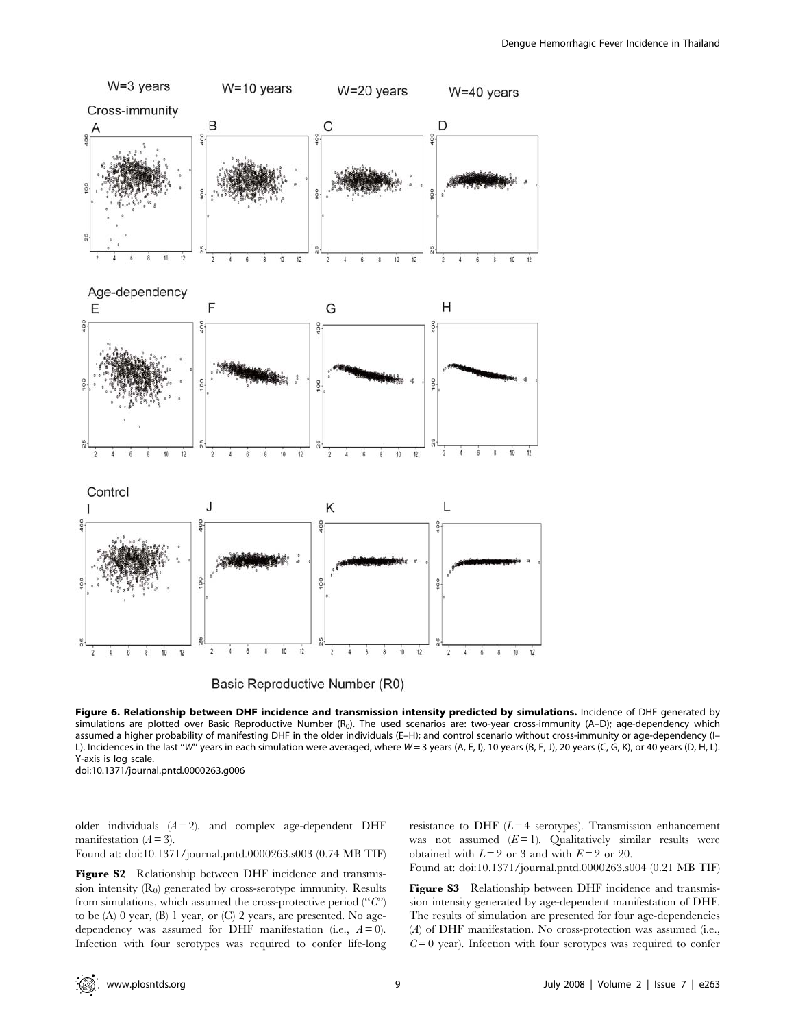Figure 6. Relationship between DHF incidence and transmission intensity predicted by simulations. Incidence of DHF generated by simulations are plotted over Basic Reproductive Number ($R_0$). The used scenarios are: two-year cross-immunity (A–D); age-dependency which assumed a higher probability of manifesting DHF in the older individuals (E–H); and control scenario without cross-immunity or age-dependency (I–L). Incidences in the last "$W$" years in each simulation were averaged, where $W = 3$ years (A, E, I), 10 years (B, F, J), 20 years (C, G, K), or 40 years (D, H, L). Y-axis is log scale.
doi:10.1371/journal.pntd.0000263.g006

older individuals ($A = 2$), and complex age-dependent DHF manifestation ($A = 3$).
Found at: doi:10.1371/journal.pntd.0000263.s003 (0.74 MB TIF)

**Figure S2** Relationship between DHF incidence and transmission intensity ($R_0$) generated by cross-serotype immunity. Results from simulations, which assumed the cross-protective period ("$C$") to be (A) 0 year, (B) 1 year, or (C) 2 years, are presented. No age-dependency was assumed for DHF manifestation (i.e., $A = 0$). Infection with four serotypes was required to confer life-long resistance to DHF ($L = 4$ serotypes). Transmission enhancement was not assumed ($E = 1$). Qualitatively similar results were obtained with $L = 2$ or 3 and with $E = 2$ or 20.
Found at: doi:10.1371/journal.pntd.0000263.s004 (0.21 MB TIF)

**Figure S3** Relationship between DHF incidence and transmission intensity generated by age-dependent manifestation of DHF. The results of simulation are presented for four age-dependencies ($A$) of DHF manifestation. No cross-protection was assumed (i.e., $C = 0$ year). Infection with four serotypes was required to confer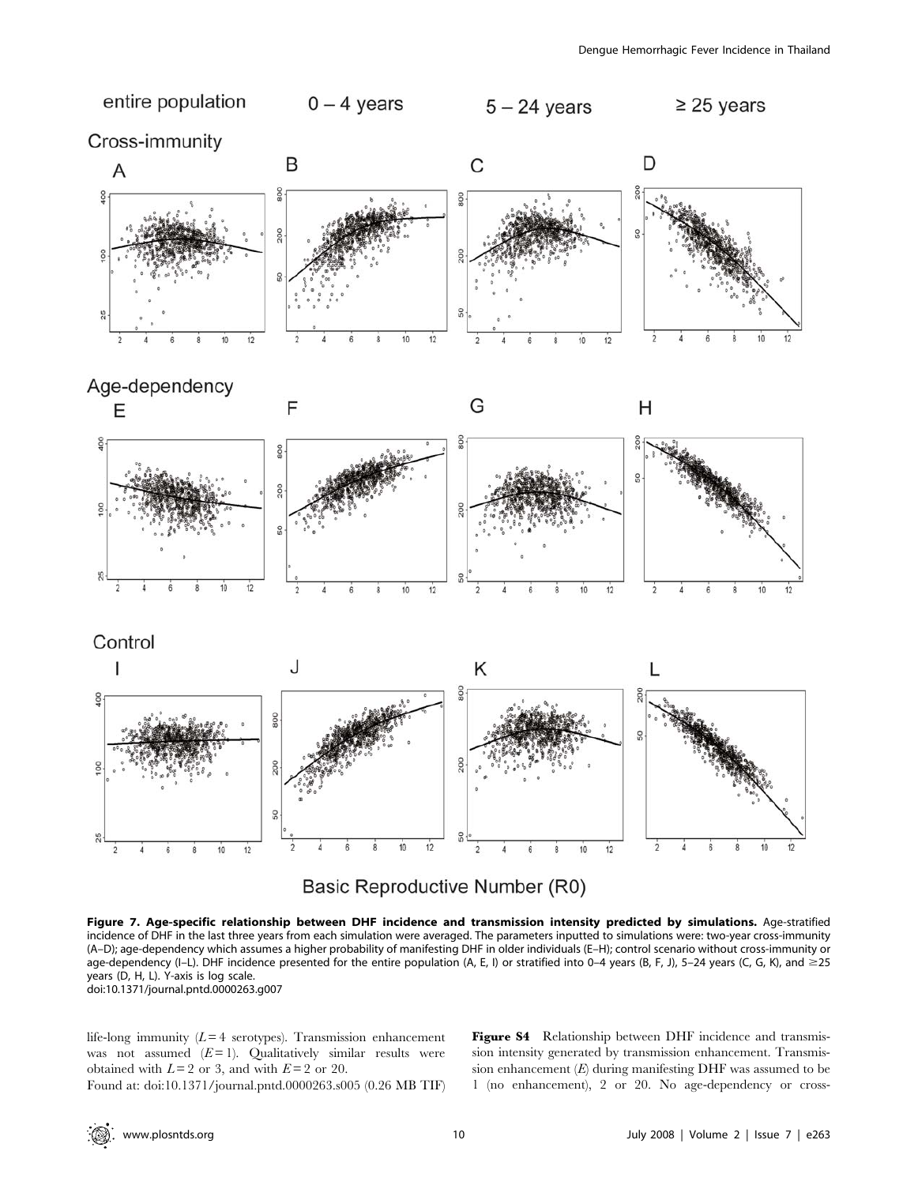**Figure 7. Age-specific relationship between DHF incidence and transmission intensity predicted by simulations.** Age-stratified incidence of DHF in the last three years from each simulation were averaged. The parameters inputted to simulations were: two-year cross-immunity (A–D); age-dependency which assumes a higher probability of manifesting DHF in older individuals (E–H); control scenario without cross-immunity or age-dependency (I–L). DHF incidence presented for the entire population (A, E, I) or stratified into 0–4 years (B, F, J), 5–24 years (C, G, K), and ≥25 years (D, H, L). Y-axis is log scale.
doi:10.1371/journal.pntd.0000263.g007

life-long immunity ($L=4$ serotypes). Transmission enhancement was not assumed ($E=1$). Qualitatively similar results were obtained with $L=2$ or 3, and with $E=2$ or 20.
Found at: doi:10.1371/journal.pntd.0000263.s005 (0.26 MB TIF)

**Figure S4** Relationship between DHF incidence and transmission intensity generated by transmission enhancement. Transmission enhancement ($E$) during manifesting DHF was assumed to be 1 (no enhancement), 2 or 20. No age-dependency or cross-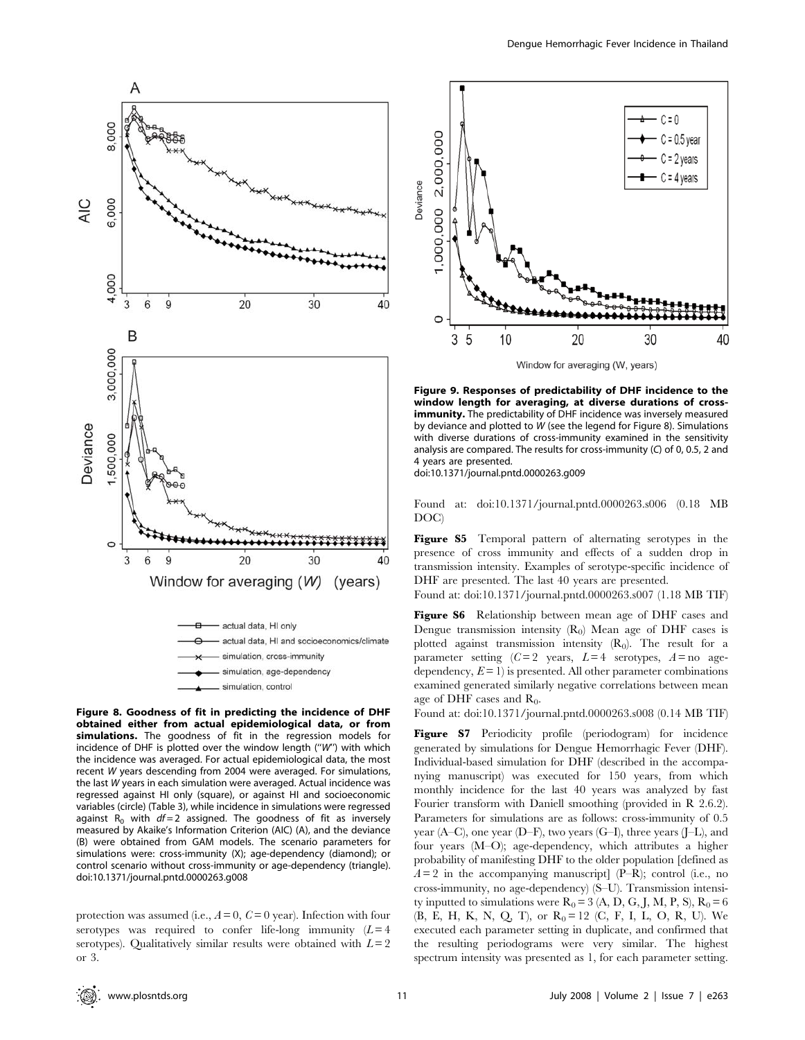**Figure 8. Goodness of fit in predicting the incidence of DHF obtained either from actual epidemiological data, or from simulations.** The goodness of fit in the regression models for incidence of DHF is plotted over the window length ("*W*") with which the incidence was averaged. For actual epidemiological data, the most recent *W* years descending from 2004 were averaged. For simulations, the last *W* years in each simulation were averaged. Actual incidence was regressed against HI only (square), or against HI and socioeconomic variables (circle) (Table 3), while incidence in simulations were regressed against $R_0$ with $df = 2$ assigned. The goodness of fit as inversely measured by Akaike's Information Criterion (AIC) (A), and the deviance (B) were obtained from GAM models. The scenario parameters for simulations were: cross-immunity (X); age-dependency (diamond); or control scenario without cross-immunity or age-dependency (triangle).
doi:10.1371/journal.pntd.0000263.g008

protection was assumed (i.e., $A = 0$, $C = 0$ year). Infection with four serotypes was required to confer life-long immunity ($L = 4$ serotypes). Qualitatively similar results were obtained with $L = 2$ or 3.

**Figure 9. Responses of predictability of DHF incidence to the window length for averaging, at diverse durations of cross-immunity.** The predictability of DHF incidence was inversely measured by deviance and plotted to *W* (see the legend for Figure 8). Simulations with diverse durations of cross-immunity examined in the sensitivity analysis are compared. The results for cross-immunity (*C*) of 0, 0.5, 2 and 4 years are presented.
doi:10.1371/journal.pntd.0000263.g009

Found at: doi:10.1371/journal.pntd.0000263.s006 (0.18 MB DOC)

**Figure S5** Temporal pattern of alternating serotypes in the presence of cross immunity and effects of a sudden drop in transmission intensity. Examples of serotype-specific incidence of DHF are presented. The last 40 years are presented.

Found at: doi:10.1371/journal.pntd.0000263.s007 (1.18 MB TIF)

**Figure S6** Relationship between mean age of DHF cases and Dengue transmission intensity ($R_0$) Mean age of DHF cases is plotted against transmission intensity ($R_0$). The result for a parameter setting ($C = 2$ years, $L = 4$ serotypes, $A =$ no age-dependency, $E = 1$) is presented. All other parameter combinations examined generated similarly negative correlations between mean age of DHF cases and $R_0$.

Found at: doi:10.1371/journal.pntd.0000263.s008 (0.14 MB TIF)

**Figure S7** Periodicity profile (periodogram) for incidence generated by simulations for Dengue Hemorrhagic Fever (DHF). Individual-based simulation for DHF (described in the accompanying manuscript) was executed for 150 years, from which monthly incidence for the last 40 years was analyzed by fast Fourier transform with Daniell smoothing (provided in R 2.6.2). Parameters for simulations are as follows: cross-immunity of 0.5 year (A–C), one year (D–F), two years (G–I), three years (J–L), and four years (M–O); age-dependency, which attributes a higher probability of manifesting DHF to the older population [defined as $A = 2$ in the accompanying manuscript] (P–R); control (i.e., no cross-immunity, no age-dependency) (S–U). Transmission intensity inputted to simulations were $R_0 = 3$ (A, D, G, J, M, P, S), $R_0 = 6$ (B, E, H, K, N, Q, T), or $R_0 = 12$ (C, F, I, L, O, R, U). We executed each parameter setting in duplicate, and confirmed that the resulting periodograms were very similar. The highest spectrum intensity was presented as 1, for each parameter setting.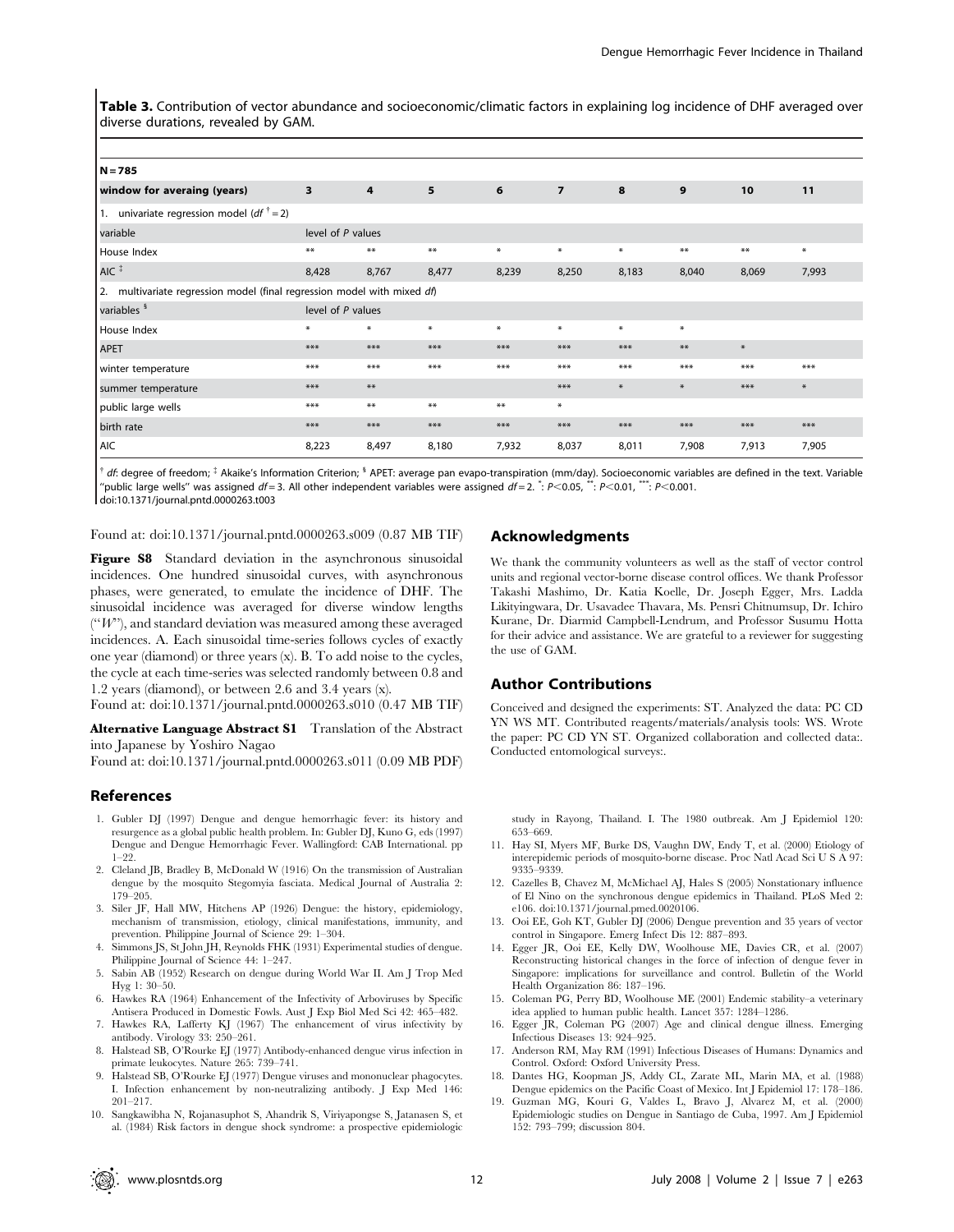**Table 3.** Contribution of vector abundance and socioeconomic/climatic factors in explaining log incidence of DHF averaged over diverse durations, revealed by GAM.

| N = 785 | | | | | | | | | |
|---|---|---|---|---|---|---|---|---|---|
| **window for averaing (years)** | **3** | **4** | **5** | **6** | **7** | **8** | **9** | **10** | **11** |
| 1. univariate regression model (*df* [†] = 2) | | | | | | | | | |
| variable | level of *P* values | | | | | | | | |
| House Index | ** | ** | ** | * | * | * | ** | ** | * |
| AIC [‡] | 8,428 | 8,767 | 8,477 | 8,239 | 8,250 | 8,183 | 8,040 | 8,069 | 7,993 |
| 2. multivariate regression model (final regression model with mixed *df*) | | | | | | | | | |
| variables [§] | level of *P* values | | | | | | | | |
| House Index | * | * | * | * | * | * | * | | |
| APET | *** | *** | *** | *** | *** | *** | ** | * | |
| winter temperature | *** | *** | *** | *** | *** | *** | *** | *** | *** |
| summer temperature | *** | ** | | | *** | * | * | *** | * |
| public large wells | *** | ** | ** | ** | * | | | | |
| birth rate | *** | *** | *** | *** | *** | *** | *** | *** | *** |
| AIC | 8,223 | 8,497 | 8,180 | 7,932 | 8,037 | 8,011 | 7,908 | 7,913 | 7,905 |

[†] *df*: degree of freedom; [‡] Akaike's Information Criterion; [§] APET: average pan evapo-transpiration (mm/day). Socioeconomic variables are defined in the text. Variable "public large wells" was assigned *df* = 3. All other independent variables were assigned *df* = 2. *: $P<0.05$, **: $P<0.01$, ***: $P<0.001$.
doi:10.1371/journal.pntd.0000263.t003

Found at: doi:10.1371/journal.pntd.0000263.s009 (0.87 MB TIF)

**Figure S8** Standard deviation in the asynchronous sinusoidal incidences. One hundred sinusoidal curves, with asynchronous phases, were generated, to emulate the incidence of DHF. The sinusoidal incidence was averaged for diverse window lengths ("*W*"), and standard deviation was measured among these averaged incidences. A. Each sinusoidal time-series follows cycles of exactly one year (diamond) or three years (x). B. To add noise to the cycles, the cycle at each time-series was selected randomly between 0.8 and 1.2 years (diamond), or between 2.6 and 3.4 years (x).
Found at: doi:10.1371/journal.pntd.0000263.s010 (0.47 MB TIF)

**Alternative Language Abstract S1** Translation of the Abstract into Japanese by Yoshiro Nagao
Found at: doi:10.1371/journal.pntd.0000263.s011 (0.09 MB PDF)

## Acknowledgments

We thank the community volunteers as well as the staff of vector control units and regional vector-borne disease control offices. We thank Professor Takashi Mashimo, Dr. Katia Koelle, Dr. Joseph Egger, Mrs. Ladda Likityingwara, Dr. Usavadee Thavara, Ms. Pensri Chitnumsup, Dr. Ichiro Kurane, Dr. Diarmid Campbell-Lendrum, and Professor Susumu Hotta for their advice and assistance. We are grateful to a reviewer for suggesting the use of GAM.

## Author Contributions

Conceived and designed the experiments: ST. Analyzed the data: PC CD YN WS MT. Contributed reagents/materials/analysis tools: WS. Wrote the paper: PC CD YN ST. Organized collaboration and collected data:. Conducted entomological surveys:.

## References

1. Gubler DJ (1997) Dengue and dengue hemorrhagic fever: its history and resurgence as a global public health problem. In: Gubler DJ, Kuno G, eds (1997) Dengue and Dengue Hemorrhagic Fever. Wallingford: CAB International. pp 1–22.
2. Cleland JB, Bradley B, McDonald W (1916) On the transmission of Australian dengue by the mosquito Stegomyia fasciata. Medical Journal of Australia 2: 179–205.
3. Siler JF, Hall MW, Hitchens AP (1926) Dengue: the history, epidemiology, mechanism of transmission, etiology, clinical manifestations, immunity, and prevention. Philippine Journal of Science 29: 1–304.
4. Simmons JS, St John JH, Reynolds FHK (1931) Experimental studies of dengue. Philippine Journal of Science 44: 1–247.
5. Sabin AB (1952) Research on dengue during World War II. Am J Trop Med Hyg 1: 30–50.
6. Hawkes RA (1964) Enhancement of the Infectivity of Arboviruses by Specific Antisera Produced in Domestic Fowls. Aust J Exp Biol Med Sci 42: 465–482.
7. Hawkes RA, Lafferty KJ (1967) The enhancement of virus infectivity by antibody. Virology 33: 250–261.
8. Halstead SB, O'Rourke EJ (1977) Antibody-enhanced dengue virus infection in primate leukocytes. Nature 265: 739–741.
9. Halstead SB, O'Rourke EJ (1977) Dengue viruses and mononuclear phagocytes. I. Infection enhancement by non-neutralizing antibody. J Exp Med 146: 201–217.
10. Sangkawibha N, Rojanasuphot S, Ahandrik S, Viriyapongse S, Jatanasen S, et al. (1984) Risk factors in dengue shock syndrome: a prospective epidemiologic study in Rayong, Thailand. I. The 1980 outbreak. Am J Epidemiol 120: 653–669.
11. Hay SI, Myers MF, Burke DS, Vaughn DW, Endy T, et al. (2000) Etiology of interepidemic periods of mosquito-borne disease. Proc Natl Acad Sci U S A 97: 9335–9339.
12. Cazelles B, Chavez M, McMichael AJ, Hales S (2005) Nonstationary influence of El Nino on the synchronous dengue epidemics in Thailand. PLoS Med 2: e106. doi:10.1371/journal.pmed.0020106.
13. Ooi EE, Goh KT, Gubler DJ (2006) Dengue prevention and 35 years of vector control in Singapore. Emerg Infect Dis 12: 887–893.
14. Egger JR, Ooi EE, Kelly DW, Woolhouse ME, Davies CR, et al. (2007) Reconstructing historical changes in the force of infection of dengue fever in Singapore: implications for surveillance and control. Bulletin of the World Health Organization 86: 187–196.
15. Coleman PG, Perry BD, Woolhouse ME (2001) Endemic stability–a veterinary idea applied to human public health. Lancet 357: 1284–1286.
16. Egger JR, Coleman PG (2007) Age and clinical dengue illness. Emerging Infectious Diseases 13: 924–925.
17. Anderson RM, May RM (1991) Infectious Diseases of Humans: Dynamics and Control. Oxford: Oxford University Press.
18. Dantes HG, Koopman JS, Addy CL, Zarate ML, Marin MA, et al. (1988) Dengue epidemics on the Pacific Coast of Mexico. Int J Epidemiol 17: 178–186.
19. Guzman MG, Kouri G, Valdes L, Bravo J, Alvarez M, et al. (2000) Epidemiologic studies on Dengue in Santiago de Cuba, 1997. Am J Epidemiol 152: 793–799; discussion 804.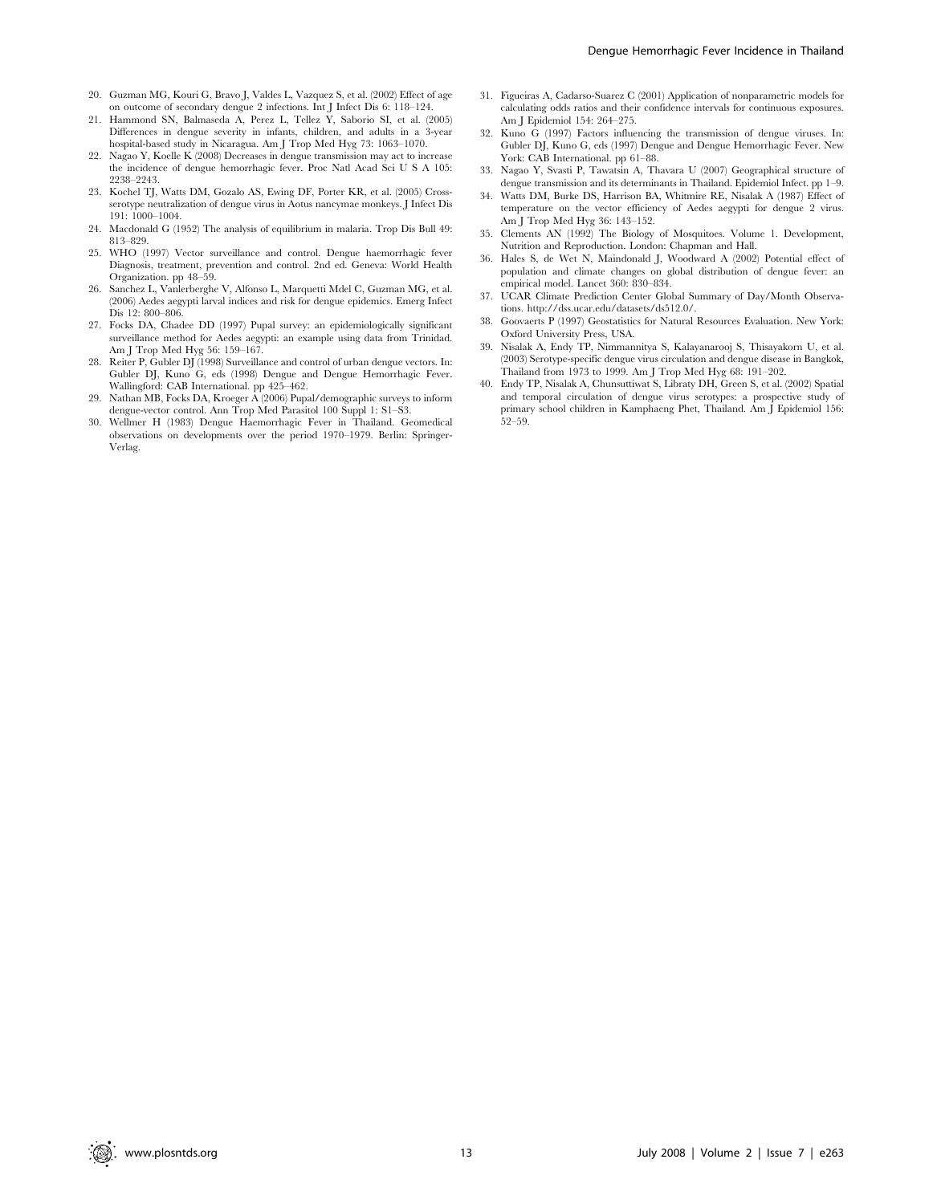20. Guzman MG, Kouri G, Bravo J, Valdes L, Vazquez S, et al. (2002) Effect of age on outcome of secondary dengue 2 infections. Int J Infect Dis 6: 118–124.
21. Hammond SN, Balmaseda A, Perez L, Tellez Y, Saborio SI, et al. (2005) Differences in dengue severity in infants, children, and adults in a 3-year hospital-based study in Nicaragua. Am J Trop Med Hyg 73: 1063–1070.
22. Nagao Y, Koelle K (2008) Decreases in dengue transmission may act to increase the incidence of dengue hemorrhagic fever. Proc Natl Acad Sci U S A 105: 2238–2243.
23. Kochel TJ, Watts DM, Gozalo AS, Ewing DF, Porter KR, et al. (2005) Cross-serotype neutralization of dengue virus in Aotus nancymae monkeys. J Infect Dis 191: 1000–1004.
24. Macdonald G (1952) The analysis of equilibrium in malaria. Trop Dis Bull 49: 813–829.
25. WHO (1997) Vector surveillance and control. Dengue haemorrhagic fever Diagnosis, treatment, prevention and control. 2nd ed. Geneva: World Health Organization. pp 48–59.
26. Sanchez L, Vanlerberghe V, Alfonso L, Marquetti Mdel C, Guzman MG, et al. (2006) Aedes aegypti larval indices and risk for dengue epidemics. Emerg Infect Dis 12: 800–806.
27. Focks DA, Chadee DD (1997) Pupal survey: an epidemiologically significant surveillance method for Aedes aegypti: an example using data from Trinidad. Am J Trop Med Hyg 56: 159–167.
28. Reiter P, Gubler DJ (1998) Surveillance and control of urban dengue vectors. In: Gubler DJ, Kuno G, eds (1998) Dengue and Dengue Hemorrhagic Fever. Wallingford: CAB International. pp 425–462.
29. Nathan MB, Focks DA, Kroeger A (2006) Pupal/demographic surveys to inform dengue-vector control. Ann Trop Med Parasitol 100 Suppl 1: S1–S3.
30. Wellmer H (1983) Dengue Haemorrhagic Fever in Thailand. Geomedical observations on developments over the period 1970–1979. Berlin: Springer-Verlag.
31. Figueiras A, Cadarso-Suarez C (2001) Application of nonparametric models for calculating odds ratios and their confidence intervals for continuous exposures. Am J Epidemiol 154: 264–275.
32. Kuno G (1997) Factors influencing the transmission of dengue viruses. In: Gubler DJ, Kuno G, eds (1997) Dengue and Dengue Hemorrhagic Fever. New York: CAB International. pp 61–88.
33. Nagao Y, Svasti P, Tawatsin A, Thavara U (2007) Geographical structure of dengue transmission and its determinants in Thailand. Epidemiol Infect. pp 1–9.
34. Watts DM, Burke DS, Harrison BA, Whitmire RE, Nisalak A (1987) Effect of temperature on the vector efficiency of Aedes aegypti for dengue 2 virus. Am J Trop Med Hyg 36: 143–152.
35. Clements AN (1992) The Biology of Mosquitoes. Volume 1. Development, Nutrition and Reproduction. London: Chapman and Hall.
36. Hales S, de Wet N, Maindonald J, Woodward A (2002) Potential effect of population and climate changes on global distribution of dengue fever: an empirical model. Lancet 360: 830–834.
37. UCAR Climate Prediction Center Global Summary of Day/Month Observations. http://dss.ucar.edu/datasets/ds512.0/.
38. Goovaerts P (1997) Geostatistics for Natural Resources Evaluation. New York: Oxford University Press, USA.
39. Nisalak A, Endy TP, Nimmannitya S, Kalayanarooj S, Thisayakorn U, et al. (2003) Serotype-specific dengue virus circulation and dengue disease in Bangkok, Thailand from 1973 to 1999. Am J Trop Med Hyg 68: 191–202.
40. Endy TP, Nisalak A, Chunsuttiwat S, Libraty DH, Green S, et al. (2002) Spatial and temporal circulation of dengue virus serotypes: a prospective study of primary school children in Kamphaeng Phet, Thailand. Am J Epidemiol 156: 52–59.